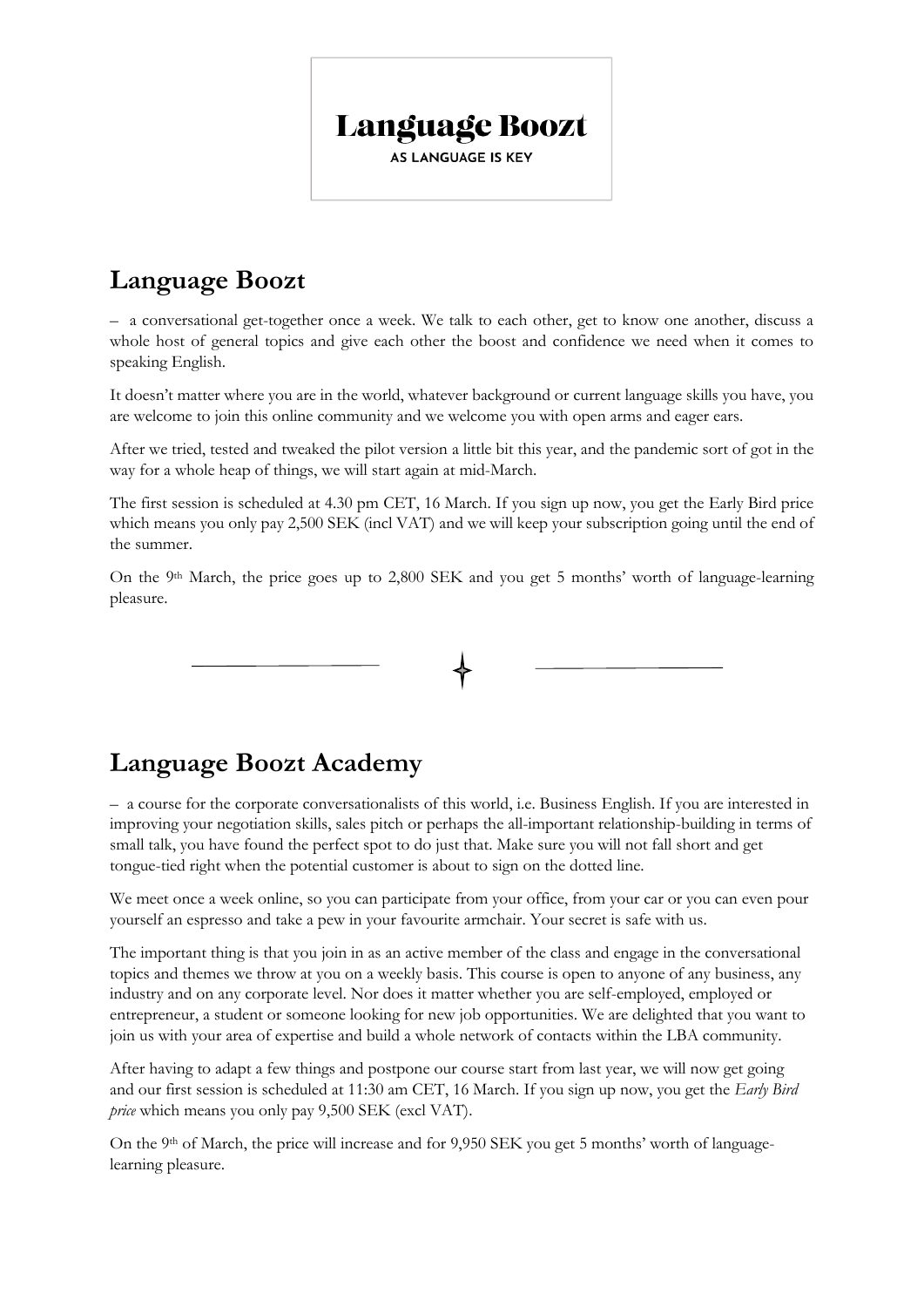**Language Boozt**
AS LANGUAGE IS KEY

## Language Boozt

– a conversational get-together once a week. We talk to each other, get to know one another, discuss a whole host of general topics and give each other the boost and confidence we need when it comes to speaking English.

It doesn't matter where you are in the world, whatever background or current language skills you have, you are welcome to join this online community and we welcome you with open arms and eager ears.

After we tried, tested and tweaked the pilot version a little bit this year, and the pandemic sort of got in the way for a whole heap of things, we will start again at mid-March.

The first session is scheduled at 4.30 pm CET, 16 March. If you sign up now, you get the Early Bird price which means you only pay 2,500 SEK (incl VAT) and we will keep your subscription going until the end of the summer.

On the 9th March, the price goes up to 2,800 SEK and you get 5 months' worth of language-learning pleasure.

---

## Language Boozt Academy

– a course for the corporate conversationalists of this world, i.e. Business English. If you are interested in improving your negotiation skills, sales pitch or perhaps the all-important relationship-building in terms of small talk, you have found the perfect spot to do just that. Make sure you will not fall short and get tongue-tied right when the potential customer is about to sign on the dotted line.

We meet once a week online, so you can participate from your office, from your car or you can even pour yourself an espresso and take a pew in your favourite armchair. Your secret is safe with us.

The important thing is that you join in as an active member of the class and engage in the conversational topics and themes we throw at you on a weekly basis. This course is open to anyone of any business, any industry and on any corporate level. Nor does it matter whether you are self-employed, employed or entrepreneur, a student or someone looking for new job opportunities. We are delighted that you want to join us with your area of expertise and build a whole network of contacts within the LBA community.

After having to adapt a few things and postpone our course start from last year, we will now get going and our first session is scheduled at 11:30 am CET, 16 March. If you sign up now, you get the *Early Bird price* which means you only pay 9,500 SEK (excl VAT).

On the 9th of March, the price will increase and for 9,950 SEK you get 5 months' worth of language-learning pleasure.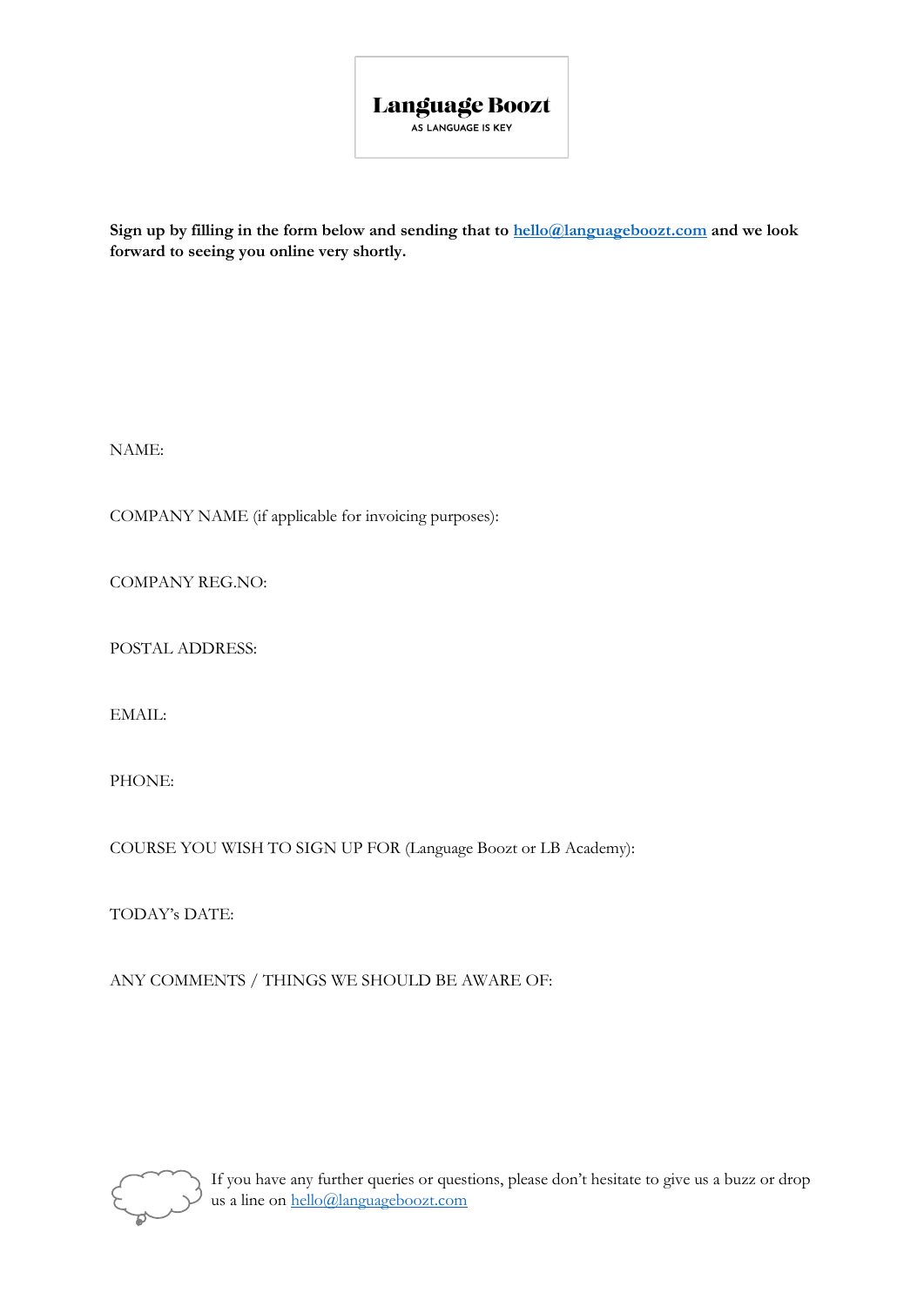**Language Boozt**
AS LANGUAGE IS KEY

**Sign up by filling in the form below and sending that to hello@languageboozt.com and we look forward to seeing you online very shortly.**

NAME:

COMPANY NAME (if applicable for invoicing purposes):

COMPANY REG.NO:

POSTAL ADDRESS:

EMAIL:

PHONE:

COURSE YOU WISH TO SIGN UP FOR (Language Boozt or LB Academy):

TODAY's DATE:

ANY COMMENTS / THINGS WE SHOULD BE AWARE OF:

If you have any further queries or questions, please don't hesitate to give us a buzz or drop us a line on hello@languageboozt.com